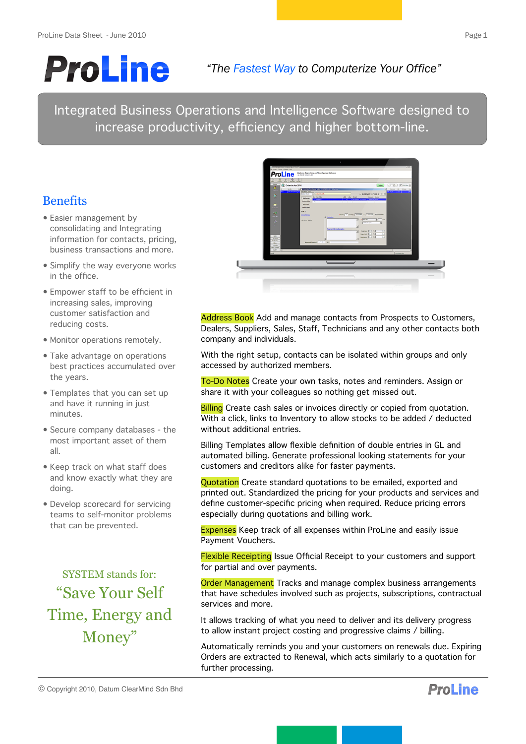# ProLine

*"The Fastest Way to Computerize Your Office"*

## Integrated Business Operations and Intelligence Software designed to increase productivity, efficiency and higher bottom-line.

## Benefits

- Easier management by consolidating and Integrating information for contacts, pricing, business transactions and more.
- Simplify the way everyone works in the office.
- Empower staff to be efficient in increasing sales, improving customer satisfaction and reducing costs.
- Monitor operations remotely.
- Take advantage on operations best practices accumulated over the years.
- Templates that you can set up and have it running in just minutes.
- Secure company databases - the most important asset of them all.
- Keep track on what staff does and know exactly what they are doing.
- Develop scorecard for servicing teams to self-monitor problems that can be prevented.

SYSTEM stands for:

"Save Your Self Time, Energy and Money"

**Address Book** Add and manage contacts from Prospects to Customers, Dealers, Suppliers, Sales, Staff, Technicians and any other contacts both company and individuals.

With the right setup, contacts can be isolated within groups and only accessed by authorized members.

**To-Do Notes** Create your own tasks, notes and reminders. Assign or share it with your colleagues so nothing get missed out.

**Billing** Create cash sales or invoices directly or copied from quotation. With a click, links to Inventory to allow stocks to be added / deducted without additional entries.

Billing Templates allow flexible definition of double entries in GL and automated billing. Generate professional looking statements for your customers and creditors alike for faster payments.

**Quotation** Create standard quotations to be emailed, exported and printed out. Standardized the pricing for your products and services and define customer-specific pricing when required. Reduce pricing errors especially during quotations and billing work.

**Expenses** Keep track of all expenses within ProLine and easily issue Payment Vouchers.

**Flexible Receipting** Issue Official Receipt to your customers and support for partial and over payments.

**Order Management** Tracks and manage complex business arrangements that have schedules involved such as projects, subscriptions, contractual services and more.

It allows tracking of what you need to deliver and its delivery progress to allow instant project costing and progressive claims / billing.

Automatically reminds you and your customers on renewals due. Expiring Orders are extracted to Renewal, which acts similarly to a quotation for further processing.

© Copyright 2010, Datum ClearMind Sdn Bhd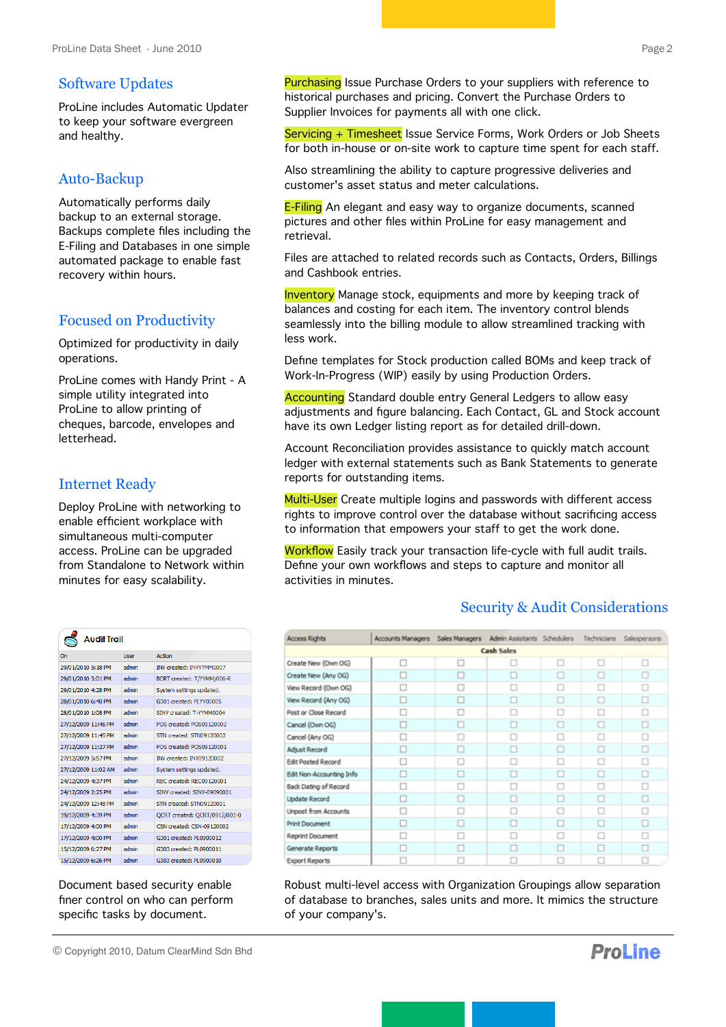## Software Updates

ProLine includes Automatic Updater to keep your software evergreen and healthy.

## Auto-Backup

Automatically performs daily backup to an external storage. Backups complete files including the E-Filing and Databases in one simple automated package to enable fast recovery within hours.

## Focused on Productivity

Optimized for productivity in daily operations.

ProLine comes with Handy Print - A simple utility integrated into ProLine to allow printing of cheques, barcode, envelopes and letterhead.

## Internet Ready

Deploy ProLine with networking to enable efficient workplace with simultaneous multi-computer access. ProLine can be upgraded from Standalone to Network within minutes for easy scalability.

**Purchasing** Issue Purchase Orders to your suppliers with reference to historical purchases and pricing. Convert the Purchase Orders to Supplier Invoices for payments all with one click.

**Servicing + Timesheet** Issue Service Forms, Work Orders or Job Sheets for both in-house or on-site work to capture time spent for each staff.

Also streamlining the ability to capture progressive deliveries and customer's asset status and meter calculations.

**E-Filing** An elegant and easy way to organize documents, scanned pictures and other files within ProLine for easy management and retrieval.

Files are attached to related records such as Contacts, Orders, Billings and Cashbook entries.

**Inventory** Manage stock, equipments and more by keeping track of balances and costing for each item. The inventory control blends seamlessly into the billing module to allow streamlined tracking with less work.

Define templates for Stock production called BOMs and keep track of Work-In-Progress (WIP) easily by using Production Orders.

**Accounting** Standard double entry General Ledgers to allow easy adjustments and figure balancing. Each Contact, GL and Stock account have its own Ledger listing report as for detailed drill-down.

Account Reconciliation provides assistance to quickly match account ledger with external statements such as Bank Statements to generate reports for outstanding items.

**Multi-User** Create multiple logins and passwords with different access rights to improve control over the database without sacrificing access to information that empowers your staff to get the work done.

**Workflow** Easily track your transaction life-cycle with full audit trails. Define your own workflows and steps to capture and monitor all activities in minutes.

## Security & Audit Considerations

**Audit Trail**

| On | User | Action |
|---|---|---|
| 29/01/2010 5:18 PM | admin | INV created: INVYYMM0007 |
| 29/01/2010 5:01 PM | admin | BCRT created: T/YYMM/006-R |
| 29/01/2010 4:28 PM | admin | System settings updated. |
| 28/01/2010 6:40 PM | admin | G301 created: PLYY00005 |
| 28/01/2010 1:08 PM | admin | SINV created: T-YYMM0004 |
| 27/12/2009 11:46 PM | admin | POS created: POS09120002 |
| 27/12/2009 11:45 PM | admin | STN created: STN09120002 |
| 27/12/2009 11:27 PM | admin | POS created: POS09120001 |
| 27/12/2009 5:57 PM | admin | INV created: INV09120002 |
| 27/12/2009 11:02 AM | admin | System settings updated. |
| 24/12/2009 4:37 PM | admin | REC created: REC09120001 |
| 24/12/2009 2:25 PM | admin | SINV created: SINV-09090001 |
| 24/12/2009 12:48 PM | admin | STN created: STN09120001 |
| 19/12/2009 4:39 PM | admin | QCRT created: QCRT/0912/001-0 |
| 17/12/2009 4:00 PM | admin | CSN created: CSN-09120002 |
| 17/12/2009 4:00 PM | admin | G301 created: PL0900012 |
| 15/12/2009 6:27 PM | admin | G303 created: PL0900011 |
| 15/12/2009 6:26 PM | admin | G303 created: PL0900010 |

Document based security enable finer control on who can perform specific tasks by document.

| Access Rights | Accounts Managers | Sales Managers | Admin Assistants | Schedulers | Technicians | Salespersons |
|---|---|---|---|---|---|---|
| **Cash Sales** | | | | | | |
| Create New (Own OG) | ☐ | ☐ | ☐ | ☐ | ☐ | ☐ |
| Create New (Any OG) | ☐ | ☐ | ☐ | ☐ | ☐ | ☐ |
| View Record (Own OG) | ☐ | ☐ | ☐ | ☐ | ☐ | ☐ |
| View Record (Any OG) | ☐ | ☐ | ☐ | ☐ | ☐ | ☐ |
| Post or Close Record | ☐ | ☐ | ☐ | ☐ | ☐ | ☐ |
| Cancel (Own OG) | ☐ | ☐ | ☐ | ☐ | ☐ | ☐ |
| Cancel (Any OG) | ☐ | ☐ | ☐ | ☐ | ☐ | ☐ |
| Adjust Record | ☐ | ☐ | ☐ | ☐ | ☐ | ☐ |
| Edit Posted Record | ☐ | ☐ | ☐ | ☐ | ☐ | ☐ |
| Edit Non-Accounting Info | ☐ | ☐ | ☐ | ☐ | ☐ | ☐ |
| Back Dating of Record | ☐ | ☐ | ☐ | ☐ | ☐ | ☐ |
| Update Record | ☐ | ☐ | ☐ | ☐ | ☐ | ☐ |
| Unpost from Accounts | ☐ | ☐ | ☐ | ☐ | ☐ | ☐ |
| Print Document | ☐ | ☐ | ☐ | ☐ | ☐ | ☐ |
| Reprint Document | ☐ | ☐ | ☐ | ☐ | ☐ | ☐ |
| Generate Reports | ☐ | ☐ | ☐ | ☐ | ☐ | ☐ |
| Export Reports | ☐ | ☐ | ☐ | ☐ | ☐ | ☐ |

Robust multi-level access with Organization Groupings allow separation of database to branches, sales units and more. It mimics the structure of your company's.

© Copyright 2010, Datum ClearMind Sdn Bhd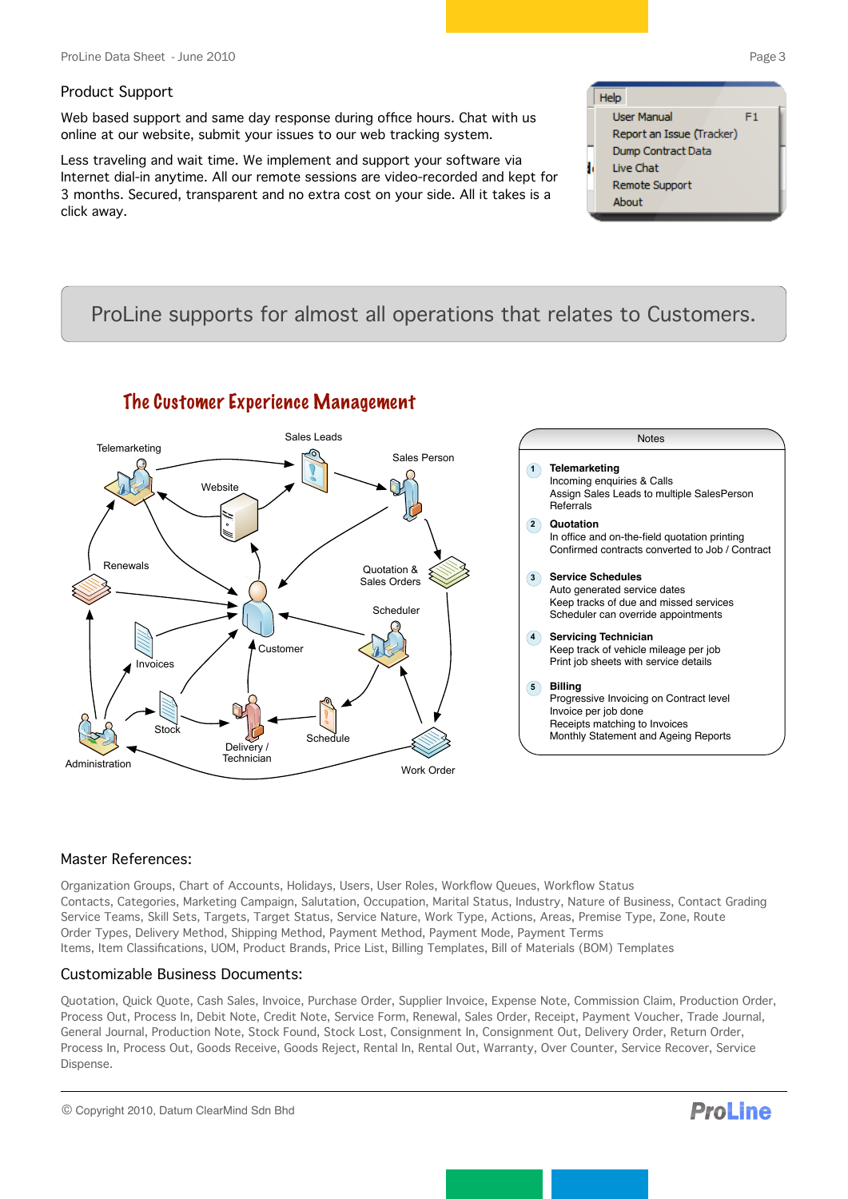## Product Support

Web based support and same day response during office hours. Chat with us online at our website, submit your issues to our web tracking system.

Less traveling and wait time. We implement and support your software via Internet dial-in anytime. All our remote sessions are video-recorded and kept for 3 months. Secured, transparent and no extra cost on your side. All it takes is a click away.

Help
- User Manual F1
- Report an Issue (Tracker)
- Dump Contract Data
- Live Chat
- Remote Support
- About

## ProLine supports for almost all operations that relates to Customers.

### The Customer Experience Management

Telemarketing, Sales Leads, Sales Person, Website, Renewals, Quotation & Sales Orders, Scheduler, Customer, Invoices, Stock, Delivery / Technician, Schedule, Administration, Work Order

**Notes**

1. **Telemarketing**
   Incoming enquiries & Calls
   Assign Sales Leads to multiple SalesPerson
   Referrals
2. **Quotation**
   In office and on-the-field quotation printing
   Confirmed contracts converted to Job / Contract
3. **Service Schedules**
   Auto generated service dates
   Keep tracks of due and missed services
   Scheduler can override appointments
4. **Servicing Technician**
   Keep track of vehicle mileage per job
   Print job sheets with service details
5. **Billing**
   Progressive Invoicing on Contract level
   Invoice per job done
   Receipts matching to Invoices
   Monthly Statement and Ageing Reports

## Master References:

Organization Groups, Chart of Accounts, Holidays, Users, User Roles, Workflow Queues, Workflow Status
Contacts, Categories, Marketing Campaign, Salutation, Occupation, Marital Status, Industry, Nature of Business, Contact Grading
Service Teams, Skill Sets, Targets, Target Status, Service Nature, Work Type, Actions, Areas, Premise Type, Zone, Route
Order Types, Delivery Method, Shipping Method, Payment Method, Payment Mode, Payment Terms
Items, Item Classifications, UOM, Product Brands, Price List, Billing Templates, Bill of Materials (BOM) Templates

## Customizable Business Documents:

Quotation, Quick Quote, Cash Sales, Invoice, Purchase Order, Supplier Invoice, Expense Note, Commission Claim, Production Order, Process Out, Process In, Debit Note, Credit Note, Service Form, Renewal, Sales Order, Receipt, Payment Voucher, Trade Journal, General Journal, Production Note, Stock Found, Stock Lost, Consignment In, Consignment Out, Delivery Order, Return Order, Process In, Process Out, Goods Receive, Goods Reject, Rental In, Rental Out, Warranty, Over Counter, Service Recover, Service Dispense.

© Copyright 2010, Datum ClearMind Sdn Bhd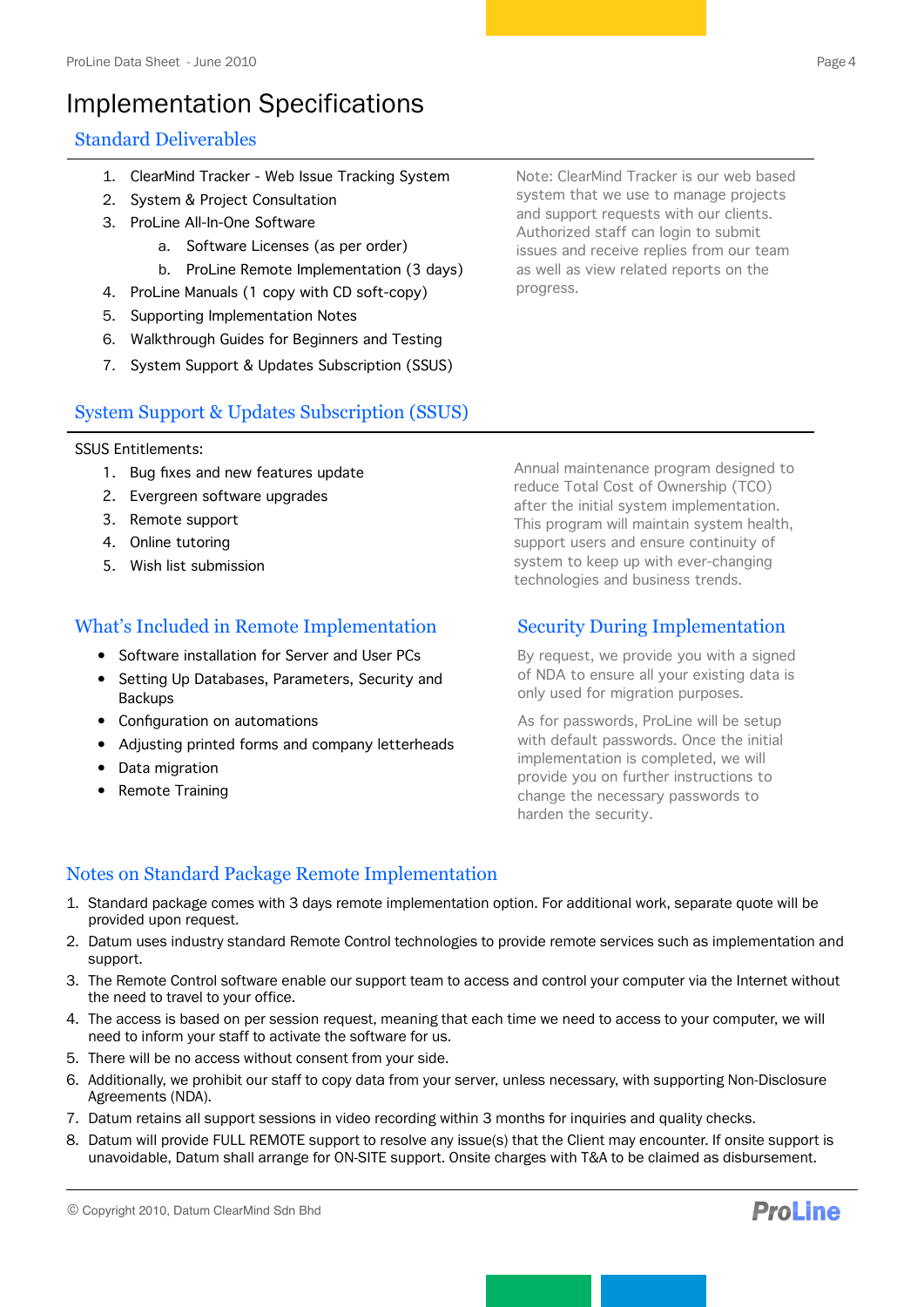# Implementation Specifications

## Standard Deliverables

1. ClearMind Tracker - Web Issue Tracking System
2. System & Project Consultation
3. ProLine All-In-One Software
   a. Software Licenses (as per order)
   b. ProLine Remote Implementation (3 days)
4. ProLine Manuals (1 copy with CD soft-copy)
5. Supporting Implementation Notes
6. Walkthrough Guides for Beginners and Testing
7. System Support & Updates Subscription (SSUS)

Note: ClearMind Tracker is our web based system that we use to manage projects and support requests with our clients. Authorized staff can login to submit issues and receive replies from our team as well as view related reports on the progress.

## System Support & Updates Subscription (SSUS)

SSUS Entitlements:

1. Bug fixes and new features update
2. Evergreen software upgrades
3. Remote support
4. Online tutoring
5. Wish list submission

Annual maintenance program designed to reduce Total Cost of Ownership (TCO) after the initial system implementation. This program will maintain system health, support users and ensure continuity of system to keep up with ever-changing technologies and business trends.

## What's Included in Remote Implementation

- Software installation for Server and User PCs
- Setting Up Databases, Parameters, Security and Backups
- Configuration on automations
- Adjusting printed forms and company letterheads
- Data migration
- Remote Training

## Security During Implementation

By request, we provide you with a signed of NDA to ensure all your existing data is only used for migration purposes.

As for passwords, ProLine will be setup with default passwords. Once the initial implementation is completed, we will provide you on further instructions to change the necessary passwords to harden the security.

## Notes on Standard Package Remote Implementation

1. Standard package comes with 3 days remote implementation option. For additional work, separate quote will be provided upon request.
2. Datum uses industry standard Remote Control technologies to provide remote services such as implementation and support.
3. The Remote Control software enable our support team to access and control your computer via the Internet without the need to travel to your office.
4. The access is based on per session request, meaning that each time we need to access to your computer, we will need to inform your staff to activate the software for us.
5. There will be no access without consent from your side.
6. Additionally, we prohibit our staff to copy data from your server, unless necessary, with supporting Non-Disclosure Agreements (NDA).
7. Datum retains all support sessions in video recording within 3 months for inquiries and quality checks.
8. Datum will provide FULL REMOTE support to resolve any issue(s) that the Client may encounter. If onsite support is unavoidable, Datum shall arrange for ON-SITE support. Onsite charges with T&A to be claimed as disbursement.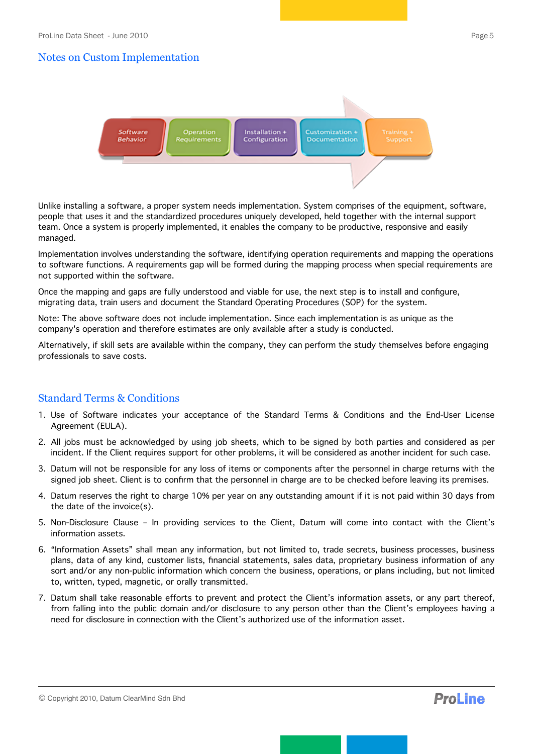## Notes on Custom Implementation

Software Behavior → Operation Requirements → Installation + Configuration → Customization + Documentation → Training + Support

Unlike installing a software, a proper system needs implementation. System comprises of the equipment, software, people that uses it and the standardized procedures uniquely developed, held together with the internal support team. Once a system is properly implemented, it enables the company to be productive, responsive and easily managed.

Implementation involves understanding the software, identifying operation requirements and mapping the operations to software functions. A requirements gap will be formed during the mapping process when special requirements are not supported within the software.

Once the mapping and gaps are fully understood and viable for use, the next step is to install and configure, migrating data, train users and document the Standard Operating Procedures (SOP) for the system.

Note: The above software does not include implementation. Since each implementation is as unique as the company's operation and therefore estimates are only available after a study is conducted.

Alternatively, if skill sets are available within the company, they can perform the study themselves before engaging professionals to save costs.

## Standard Terms & Conditions

1. Use of Software indicates your acceptance of the Standard Terms & Conditions and the End-User License Agreement (EULA).
2. All jobs must be acknowledged by using job sheets, which to be signed by both parties and considered as per incident. If the Client requires support for other problems, it will be considered as another incident for such case.
3. Datum will not be responsible for any loss of items or components after the personnel in charge returns with the signed job sheet. Client is to confirm that the personnel in charge are to be checked before leaving its premises.
4. Datum reserves the right to charge 10% per year on any outstanding amount if it is not paid within 30 days from the date of the invoice(s).
5. Non-Disclosure Clause – In providing services to the Client, Datum will come into contact with the Client's information assets.
6. "Information Assets" shall mean any information, but not limited to, trade secrets, business processes, business plans, data of any kind, customer lists, financial statements, sales data, proprietary business information of any sort and/or any non-public information which concern the business, operations, or plans including, but not limited to, written, typed, magnetic, or orally transmitted.
7. Datum shall take reasonable efforts to prevent and protect the Client's information assets, or any part thereof, from falling into the public domain and/or disclosure to any person other than the Client's employees having a need for disclosure in connection with the Client's authorized use of the information asset.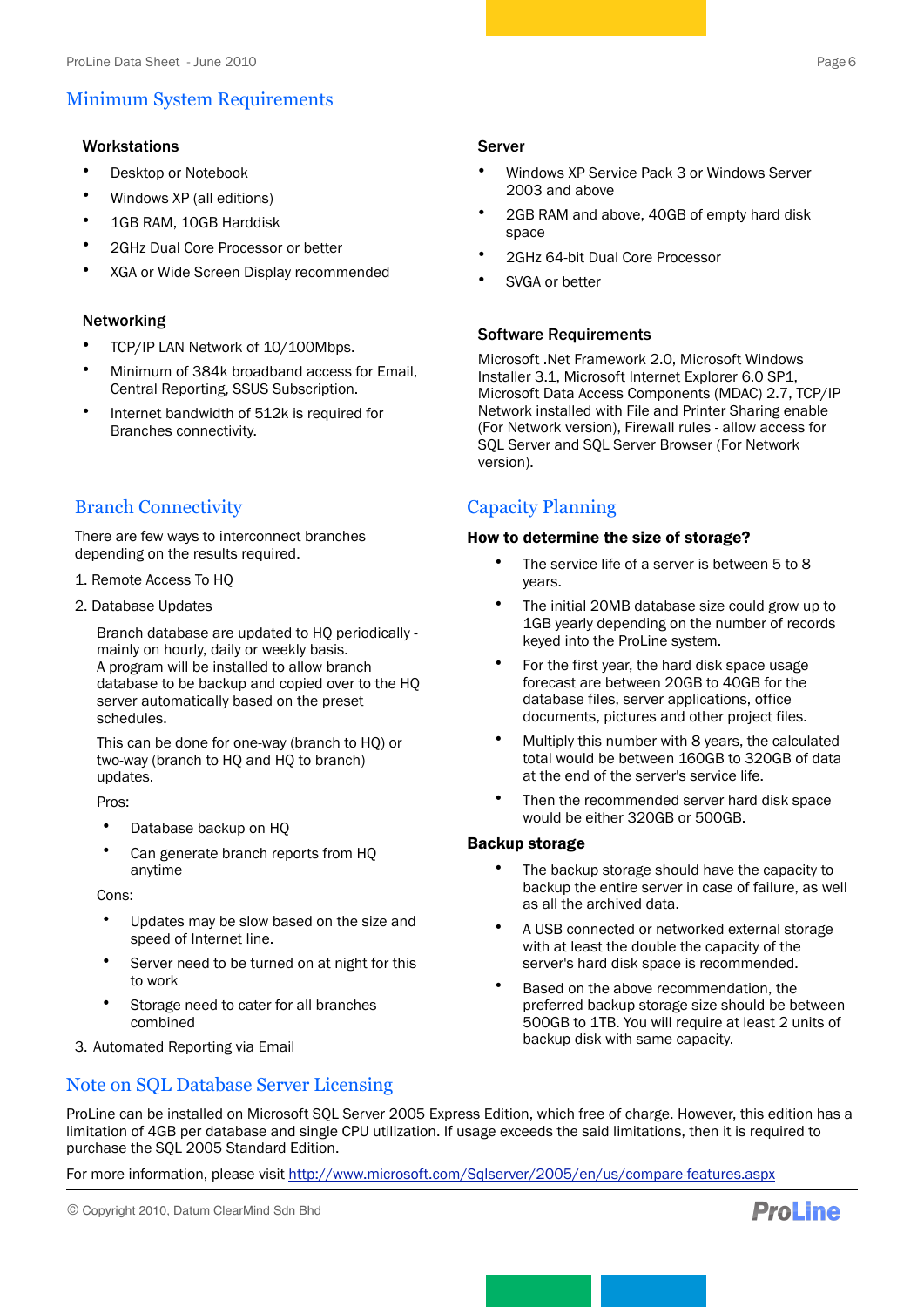## Minimum System Requirements

### Workstations

- Desktop or Notebook
- Windows XP (all editions)
- 1GB RAM, 10GB Harddisk
- 2GHz Dual Core Processor or better
- XGA or Wide Screen Display recommended

### Networking

- TCP/IP LAN Network of 10/100Mbps.
- Minimum of 384k broadband access for Email, Central Reporting, SSUS Subscription.
- Internet bandwidth of 512k is required for Branches connectivity.

### Server

- Windows XP Service Pack 3 or Windows Server 2003 and above
- 2GB RAM and above, 40GB of empty hard disk space
- 2GHz 64-bit Dual Core Processor
- SVGA or better

### Software Requirements

Microsoft .Net Framework 2.0, Microsoft Windows Installer 3.1, Microsoft Internet Explorer 6.0 SP1, Microsoft Data Access Components (MDAC) 2.7, TCP/IP Network installed with File and Printer Sharing enable (For Network version), Firewall rules - allow access for SQL Server and SQL Server Browser (For Network version).

## Branch Connectivity

There are few ways to interconnect branches depending on the results required.

1. Remote Access To HQ
2. Database Updates

   Branch database are updated to HQ periodically - mainly on hourly, daily or weekly basis. A program will be installed to allow branch database to be backup and copied over to the HQ server automatically based on the preset schedules.

   This can be done for one-way (branch to HQ) or two-way (branch to HQ and HQ to branch) updates.

   Pros:

   - Database backup on HQ
   - Can generate branch reports from HQ anytime

   Cons:

   - Updates may be slow based on the size and speed of Internet line.
   - Server need to be turned on at night for this to work
   - Storage need to cater for all branches combined

3. Automated Reporting via Email

## Capacity Planning

### How to determine the size of storage?

- The service life of a server is between 5 to 8 years.
- The initial 20MB database size could grow up to 1GB yearly depending on the number of records keyed into the ProLine system.
- For the first year, the hard disk space usage forecast are between 20GB to 40GB for the database files, server applications, office documents, pictures and other project files.
- Multiply this number with 8 years, the calculated total would be between 160GB to 320GB of data at the end of the server's service life.
- Then the recommended server hard disk space would be either 320GB or 500GB.

### Backup storage

- The backup storage should have the capacity to backup the entire server in case of failure, as well as all the archived data.
- A USB connected or networked external storage with at least the double the capacity of the server's hard disk space is recommended.
- Based on the above recommendation, the preferred backup storage size should be between 500GB to 1TB. You will require at least 2 units of backup disk with same capacity.

## Note on SQL Database Server Licensing

ProLine can be installed on Microsoft SQL Server 2005 Express Edition, which free of charge. However, this edition has a limitation of 4GB per database and single CPU utilization. If usage exceeds the said limitations, then it is required to purchase the SQL 2005 Standard Edition.

For more information, please visit http://www.microsoft.com/Sqlserver/2005/en/us/compare-features.aspx

© Copyright 2010, Datum ClearMind Sdn Bhd